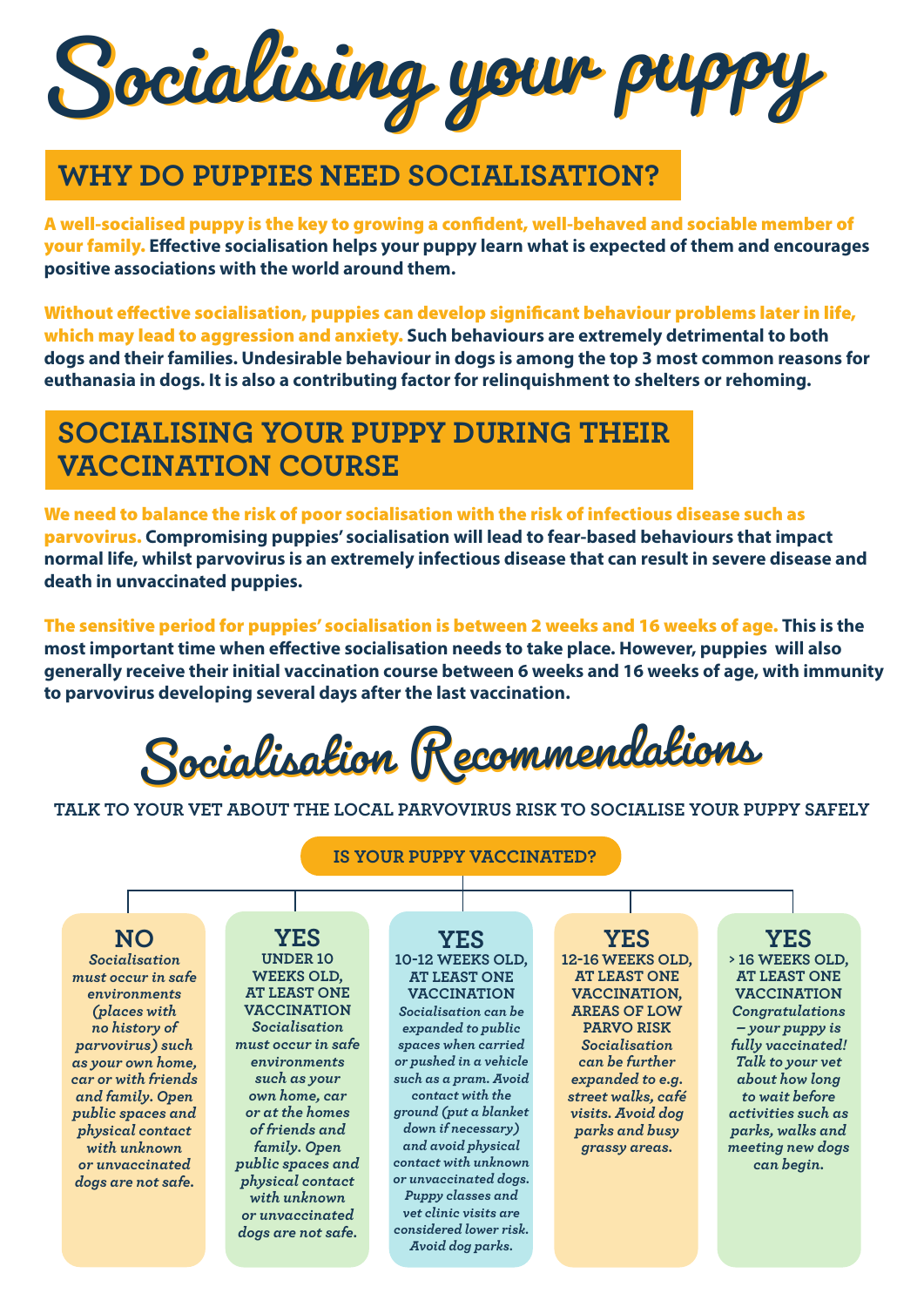# Socialising your puppy

## WHY DO PUPPIES NEED SOCIALISATION?

**A well-socialised puppy is the key to growing a confident, well-behaved and sociable member of your family.** Effective socialisation helps your puppy learn what is expected of them and encourages positive associations with the world around them.

**Without effective socialisation, puppies can develop significant behaviour problems later in life, which may lead to aggression and anxiety.** Such behaviours are extremely detrimental to both dogs and their families. Undesirable behaviour in dogs is among the top 3 most common reasons for euthanasia in dogs. It is also a contributing factor for relinquishment to shelters or rehoming.

## SOCIALISING YOUR PUPPY DURING THEIR VACCINATION COURSE

**We need to balance the risk of poor socialisation with the risk of infectious disease such as parvovirus.** Compromising puppies' socialisation will lead to fear-based behaviours that impact normal life, whilst parvovirus is an extremely infectious disease that can result in severe disease and death in unvaccinated puppies.

**The sensitive period for puppies' socialisation is between 2 weeks and 16 weeks of age.** This is the most important time when effective socialisation needs to take place. However, puppies will also generally receive their initial vaccination course between 6 weeks and 16 weeks of age, with immunity to parvovirus developing several days after the last vaccination.

# Socialisation Recommendations

TALK TO YOUR VET ABOUT THE LOCAL PARVOVIRUS RISK TO SOCIALISE YOUR PUPPY SAFELY

**IS YOUR PUPPY VACCINATED?**

**NO**

*Socialisation must occur in safe environments (places with no history of parvovirus) such as your own home, car or with friends and family. Open public spaces and physical contact with unknown or unvaccinated dogs are not safe.*

**YES**

**UNDER 10 WEEKS OLD, AT LEAST ONE VACCINATION**

*Socialisation must occur in safe environments such as your own home, car or at the homes of friends and family. Open public spaces and physical contact with unknown or unvaccinated dogs are not safe.*

**YES**

**10-12 WEEKS OLD, AT LEAST ONE VACCINATION**

*Socialisation can be expanded to public spaces when carried or pushed in a vehicle such as a pram. Avoid contact with the ground (put a blanket down if necessary) and avoid physical contact with unknown or unvaccinated dogs. Puppy classes and vet clinic visits are considered lower risk. Avoid dog parks.*

**YES**

**12-16 WEEKS OLD, AT LEAST ONE VACCINATION, AREAS OF LOW PARVO RISK**

*Socialisation can be further expanded to e.g. street walks, café visits. Avoid dog parks and busy grassy areas.*

**YES**

**> 16 WEEKS OLD, AT LEAST ONE VACCINATION**

*Congratulations – your puppy is fully vaccinated! Talk to your vet about how long to wait before activities such as parks, walks and meeting new dogs can begin.*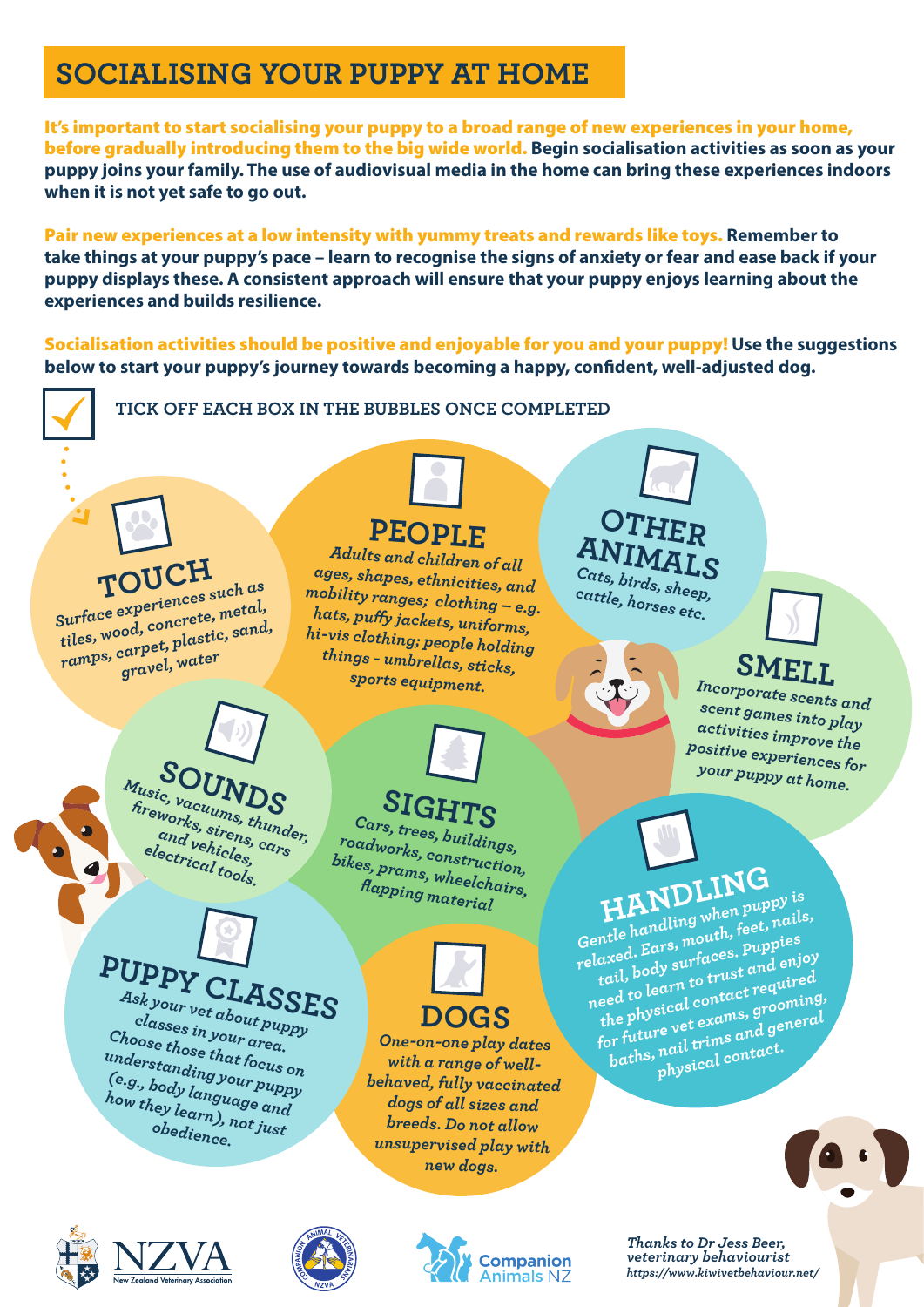# SOCIALISING YOUR PUPPY AT HOME

**It's important to start socialising your puppy to a broad range of new experiences in your home, before gradually introducing them to the big wide world. Begin socialisation activities as soon as your puppy joins your family. The use of audiovisual media in the home can bring these experiences indoors when it is not yet safe to go out.**

**Pair new experiences at a low intensity with yummy treats and rewards like toys. Remember to take things at your puppy's pace – learn to recognise the signs of anxiety or fear and ease back if your puppy displays these. A consistent approach will ensure that your puppy enjoys learning about the experiences and builds resilience.**

**Socialisation activities should be positive and enjoyable for you and your puppy! Use the suggestions below to start your puppy's journey towards becoming a happy, confident, well-adjusted dog.**

TICK OFF EACH BOX IN THE BUBBLES ONCE COMPLETED

## TOUCH

*Surface experiences such as tiles, wood, concrete, metal, ramps, carpet, plastic, sand, gravel, water*

## PEOPLE

*Adults and children of all ages, shapes, ethnicities, and mobility ranges; clothing – e.g. hats, puffy jackets, uniforms, hi-vis clothing; people holding things - umbrellas, sticks, sports equipment.*

## OTHER ANIMALS

*Cats, birds, sheep, cattle, horses etc.*

## SMELL

*Incorporate scents and scent games into play activities improve the positive experiences for your puppy at home.*

## SOUNDS

*Music, vacuums, thunder, fireworks, sirens, cars and vehicles, electrical tools.*

## SIGHTS

*Cars, trees, buildings, roadworks, construction, bikes, prams, wheelchairs, flapping material*

## HANDLING

*Gentle handling when puppy is relaxed. Ears, mouth, feet, nails, tail, body surfaces. Puppies need to learn to trust and enjoy the physical contact required for future vet exams, grooming, baths, nail trims and general physical contact.*

## PUPPY CLASSES

*Ask your vet about puppy classes in your area. Choose those that focus on understanding your puppy (e.g., body language and how they learn), not just obedience.*

## DOGS

*One-on-one play dates with a range of well-behaved, fully vaccinated dogs of all sizes and breeds. Do not allow unsupervised play with new dogs.*

NZVA New Zealand Veterinary Association

Companion Animals NZ

*Thanks to Dr Jess Beer, veterinary behaviourist*
*https://www.kiwivetbehaviour.net/*